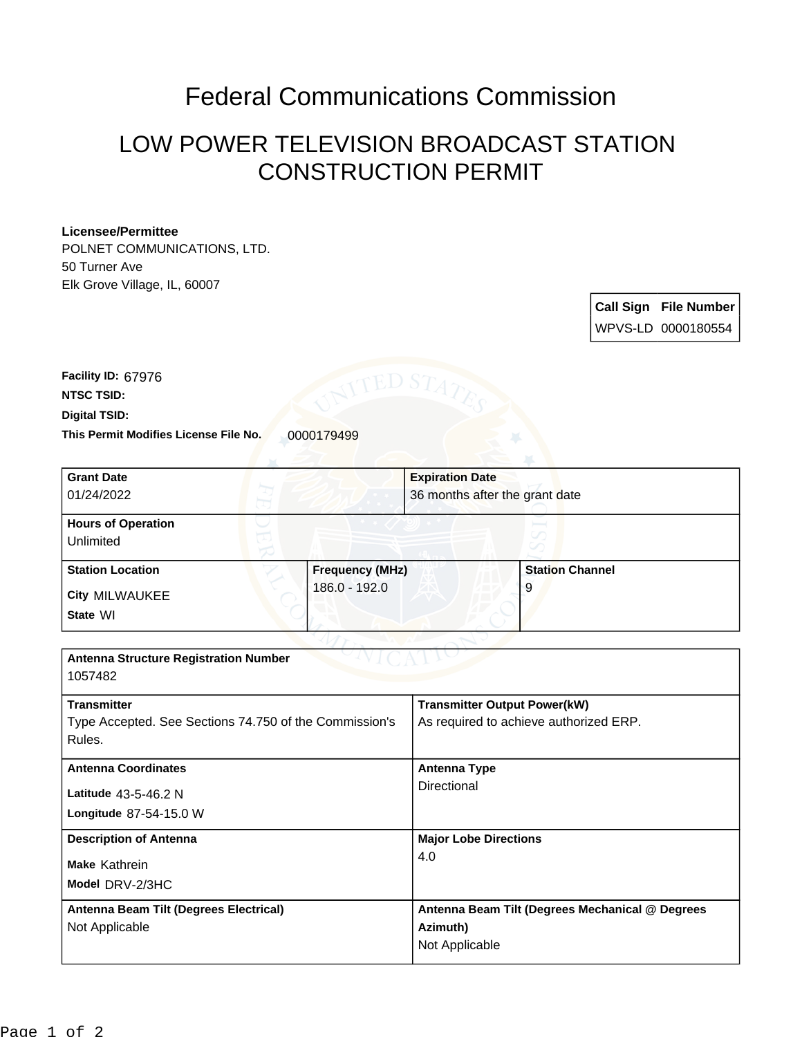# Federal Communications Commission

## LOW POWER TELEVISION BROADCAST STATION CONSTRUCTION PERMIT

**Licensee/Permittee**
POLNET COMMUNICATIONS, LTD.
50 Turner Ave
Elk Grove Village, IL, 60007

| Call Sign | File Number |
|---|---|
| WPVS-LD | 0000180554 |

**Facility ID:** 67976
**NTSC TSID:**
**Digital TSID:**
**This Permit Modifies License File No.** 0000179499

| Grant Date | Expiration Date |
|---|---|
| 01/24/2022 | 36 months after the grant date |

**Hours of Operation**
Unlimited

| Station Location | Frequency (MHz) | Station Channel |
|---|---|---|
| City MILWAUKEE<br>State WI | 186.0 - 192.0 | 9 |

**Antenna Structure Registration Number**
1057482

| Transmitter | Transmitter Output Power(kW) |
|---|---|
| Type Accepted. See Sections 74.750 of the Commission's Rules. | As required to achieve authorized ERP. |

| Antenna Coordinates | Antenna Type |
|---|---|
| Latitude 43-5-46.2 N<br>Longitude 87-54-15.0 W | Directional |

| Description of Antenna | Major Lobe Directions |
|---|---|
| Make Kathrein<br>Model DRV-2/3HC | 4.0 |

| Antenna Beam Tilt (Degrees Electrical) | Antenna Beam Tilt (Degrees Mechanical @ Degrees Azimuth) |
|---|---|
| Not Applicable | Not Applicable |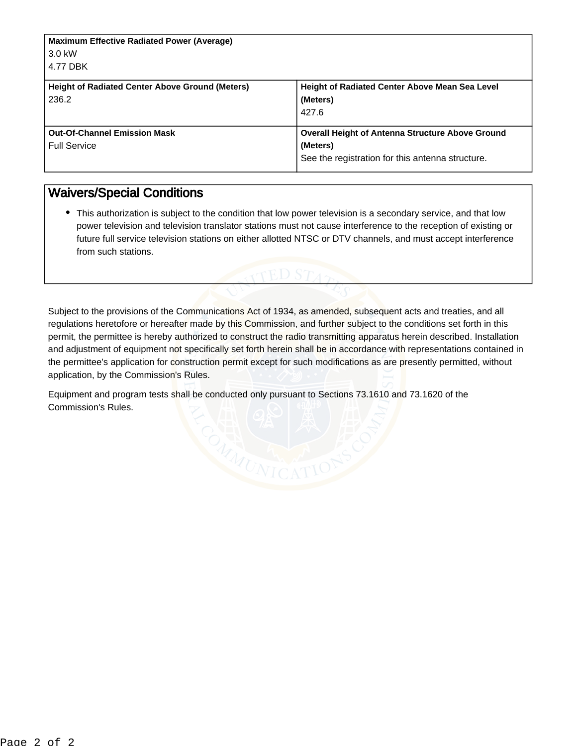| | |
|---|---|
| **Maximum Effective Radiated Power (Average)**<br>3.0 kW<br>4.77 DBK | |
| **Height of Radiated Center Above Ground (Meters)**<br>236.2 | **Height of Radiated Center Above Mean Sea Level (Meters)**<br>427.6 |
| **Out-Of-Channel Emission Mask**<br>Full Service | **Overall Height of Antenna Structure Above Ground (Meters)**<br>See the registration for this antenna structure. |

## Waivers/Special Conditions

- This authorization is subject to the condition that low power television is a secondary service, and that low power television and television translator stations must not cause interference to the reception of existing or future full service television stations on either allotted NTSC or DTV channels, and must accept interference from such stations.

Subject to the provisions of the Communications Act of 1934, as amended, subsequent acts and treaties, and all regulations heretofore or hereafter made by this Commission, and further subject to the conditions set forth in this permit, the permittee is hereby authorized to construct the radio transmitting apparatus herein described. Installation and adjustment of equipment not specifically set forth herein shall be in accordance with representations contained in the permittee's application for construction permit except for such modifications as are presently permitted, without application, by the Commission's Rules.

Equipment and program tests shall be conducted only pursuant to Sections 73.1610 and 73.1620 of the Commission's Rules.